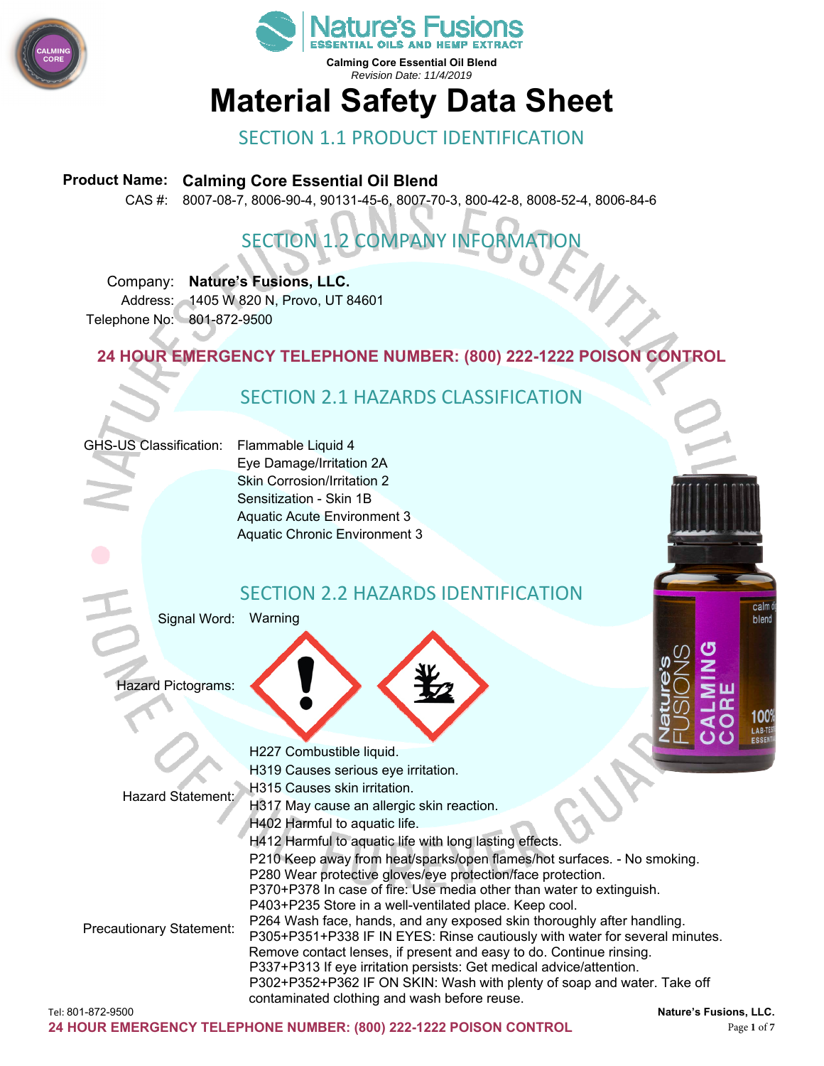**Calming Core Essential Oil Blend**
*Revision Date: 11/4/2019*

# Material Safety Data Sheet

## SECTION 1.1 PRODUCT IDENTIFICATION

**Product Name:** **Calming Core Essential Oil Blend**
CAS #: 8007-08-7, 8006-90-4, 90131-45-6, 8007-70-3, 800-42-8, 8008-52-4, 8006-84-6

## SECTION 1.2 COMPANY INFORMATION

Company: **Nature's Fusions, LLC.**
Address: 1405 W 820 N, Provo, UT 84601
Telephone No: 801-872-9500

**24 HOUR EMERGENCY TELEPHONE NUMBER: (800) 222-1222 POISON CONTROL**

## SECTION 2.1 HAZARDS CLASSIFICATION

GHS-US Classification:
- Flammable Liquid 4
- Eye Damage/Irritation 2A
- Skin Corrosion/Irritation 2
- Sensitization - Skin 1B
- Aquatic Acute Environment 3
- Aquatic Chronic Environment 3

## SECTION 2.2 HAZARDS IDENTIFICATION

Signal Word: Warning

Hazard Pictograms:

Hazard Statement:
- H227 Combustible liquid.
- H319 Causes serious eye irritation.
- H315 Causes skin irritation.
- H317 May cause an allergic skin reaction.
- H402 Harmful to aquatic life.
- H412 Harmful to aquatic life with long lasting effects.

Precautionary Statement:
- P210 Keep away from heat/sparks/open flames/hot surfaces. - No smoking.
- P280 Wear protective gloves/eye protection/face protection.
- P370+P378 In case of fire: Use media other than water to extinguish.
- P403+P235 Store in a well-ventilated place. Keep cool.
- P264 Wash face, hands, and any exposed skin thoroughly after handling.
- P305+P351+P338 IF IN EYES: Rinse cautiously with water for several minutes. Remove contact lenses, if present and easy to do. Continue rinsing.
- P337+P313 If eye irritation persists: Get medical advice/attention.
- P302+P352+P362 IF ON SKIN: Wash with plenty of soap and water. Take off contaminated clothing and wash before reuse.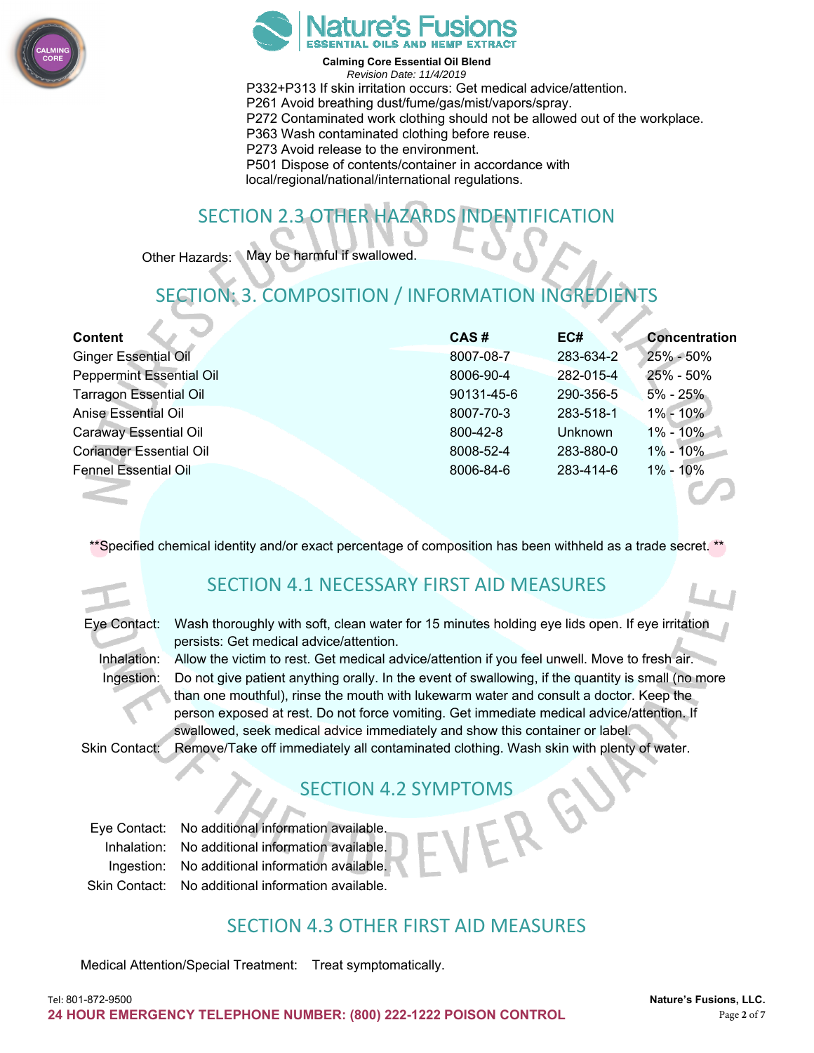P332+P313 If skin irritation occurs: Get medical advice/attention.
P261 Avoid breathing dust/fume/gas/mist/vapors/spray.
P272 Contaminated work clothing should not be allowed out of the workplace.
P363 Wash contaminated clothing before reuse.
P273 Avoid release to the environment.
P501 Dispose of contents/container in accordance with local/regional/national/international regulations.

## SECTION 2.3 OTHER HAZARDS INDENTIFICATION

Other Hazards: May be harmful if swallowed.

## SECTION: 3. COMPOSITION / INFORMATION INGREDIENTS

| Content | CAS # | EC# | Concentration |
|---|---|---|---|
| Ginger Essential Oil | 8007-08-7 | 283-634-2 | 25% - 50% |
| Peppermint Essential Oil | 8006-90-4 | 282-015-4 | 25% - 50% |
| Tarragon Essential Oil | 90131-45-6 | 290-356-5 | 5% - 25% |
| Anise Essential Oil | 8007-70-3 | 283-518-1 | 1% - 10% |
| Caraway Essential Oil | 800-42-8 | Unknown | 1% - 10% |
| Coriander Essential Oil | 8008-52-4 | 283-880-0 | 1% - 10% |
| Fennel Essential Oil | 8006-84-6 | 283-414-6 | 1% - 10% |

**Specified chemical identity and/or exact percentage of composition has been withheld as a trade secret.**

## SECTION 4.1 NECESSARY FIRST AID MEASURES

Eye Contact: Wash thoroughly with soft, clean water for 15 minutes holding eye lids open. If eye irritation persists: Get medical advice/attention.

Inhalation: Allow the victim to rest. Get medical advice/attention if you feel unwell. Move to fresh air.

Ingestion: Do not give patient anything orally. In the event of swallowing, if the quantity is small (no more than one mouthful), rinse the mouth with lukewarm water and consult a doctor. Keep the person exposed at rest. Do not force vomiting. Get immediate medical advice/attention. If swallowed, seek medical advice immediately and show this container or label.

Skin Contact: Remove/Take off immediately all contaminated clothing. Wash skin with plenty of water.

## SECTION 4.2 SYMPTOMS

Eye Contact: No additional information available.
Inhalation: No additional information available.
Ingestion: No additional information available.
Skin Contact: No additional information available.

## SECTION 4.3 OTHER FIRST AID MEASURES

Medical Attention/Special Treatment: Treat symptomatically.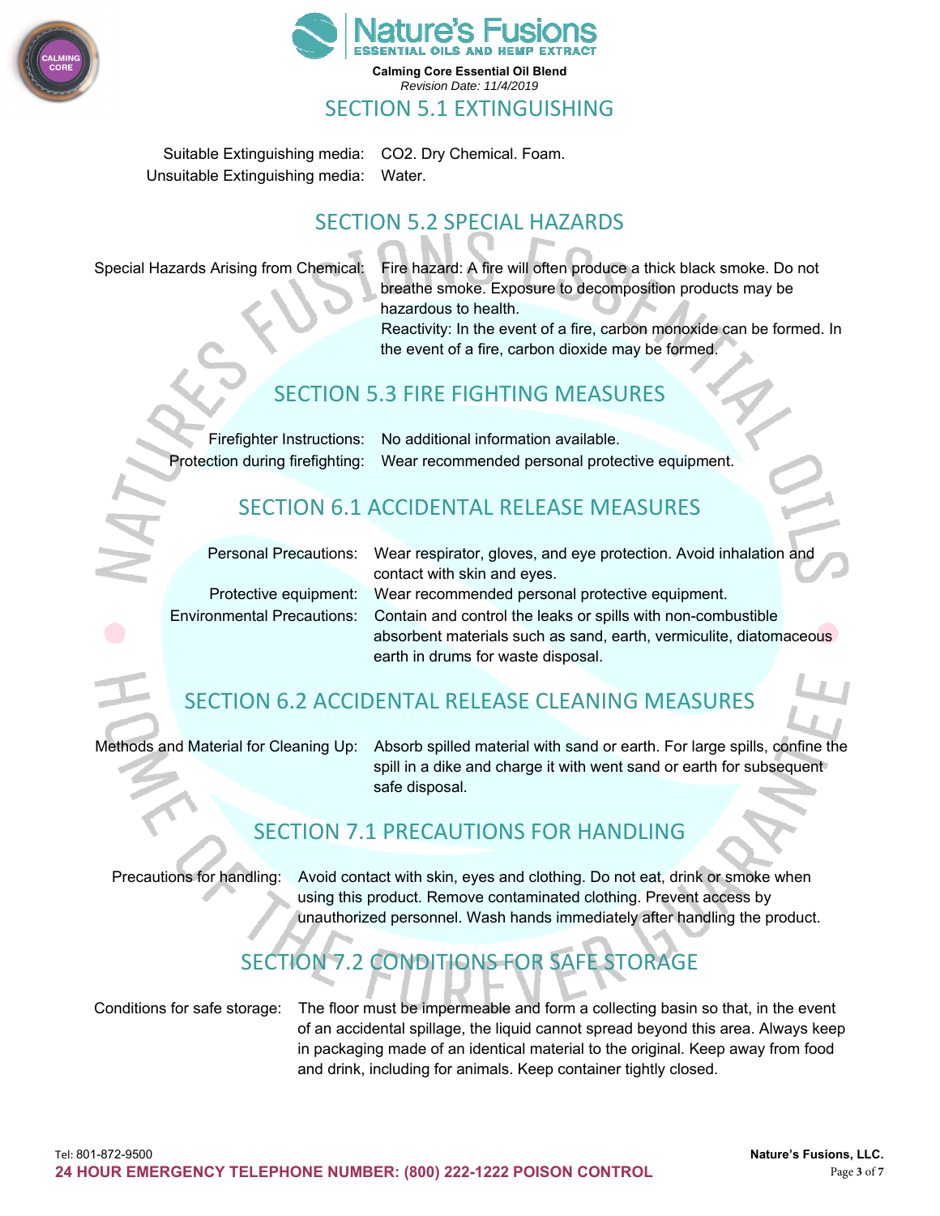## SECTION 5.1 EXTINGUISHING

Suitable Extinguishing media: $CO_2$. Dry Chemical. Foam.
Unsuitable Extinguishing media: Water.

## SECTION 5.2 SPECIAL HAZARDS

Special Hazards Arising from Chemical: Fire hazard: A fire will often produce a thick black smoke. Do not breathe smoke. Exposure to decomposition products may be hazardous to health.
Reactivity: In the event of a fire, carbon monoxide can be formed. In the event of a fire, carbon dioxide may be formed.

## SECTION 5.3 FIRE FIGHTING MEASURES

Firefighter Instructions: No additional information available.
Protection during firefighting: Wear recommended personal protective equipment.

## SECTION 6.1 ACCIDENTAL RELEASE MEASURES

Personal Precautions: Wear respirator, gloves, and eye protection. Avoid inhalation and contact with skin and eyes.
Protective equipment: Wear recommended personal protective equipment.
Environmental Precautions: Contain and control the leaks or spills with non-combustible absorbent materials such as sand, earth, vermiculite, diatomaceous earth in drums for waste disposal.

## SECTION 6.2 ACCIDENTAL RELEASE CLEANING MEASURES

Methods and Material for Cleaning Up: Absorb spilled material with sand or earth. For large spills, confine the spill in a dike and charge it with went sand or earth for subsequent safe disposal.

## SECTION 7.1 PRECAUTIONS FOR HANDLING

Precautions for handling: Avoid contact with skin, eyes and clothing. Do not eat, drink or smoke when using this product. Remove contaminated clothing. Prevent access by unauthorized personnel. Wash hands immediately after handling the product.

## SECTION 7.2 CONDITIONS FOR SAFE STORAGE

Conditions for safe storage: The floor must be impermeable and form a collecting basin so that, in the event of an accidental spillage, the liquid cannot spread beyond this area. Always keep in packaging made of an identical material to the original. Keep away from food and drink, including for animals. Keep container tightly closed.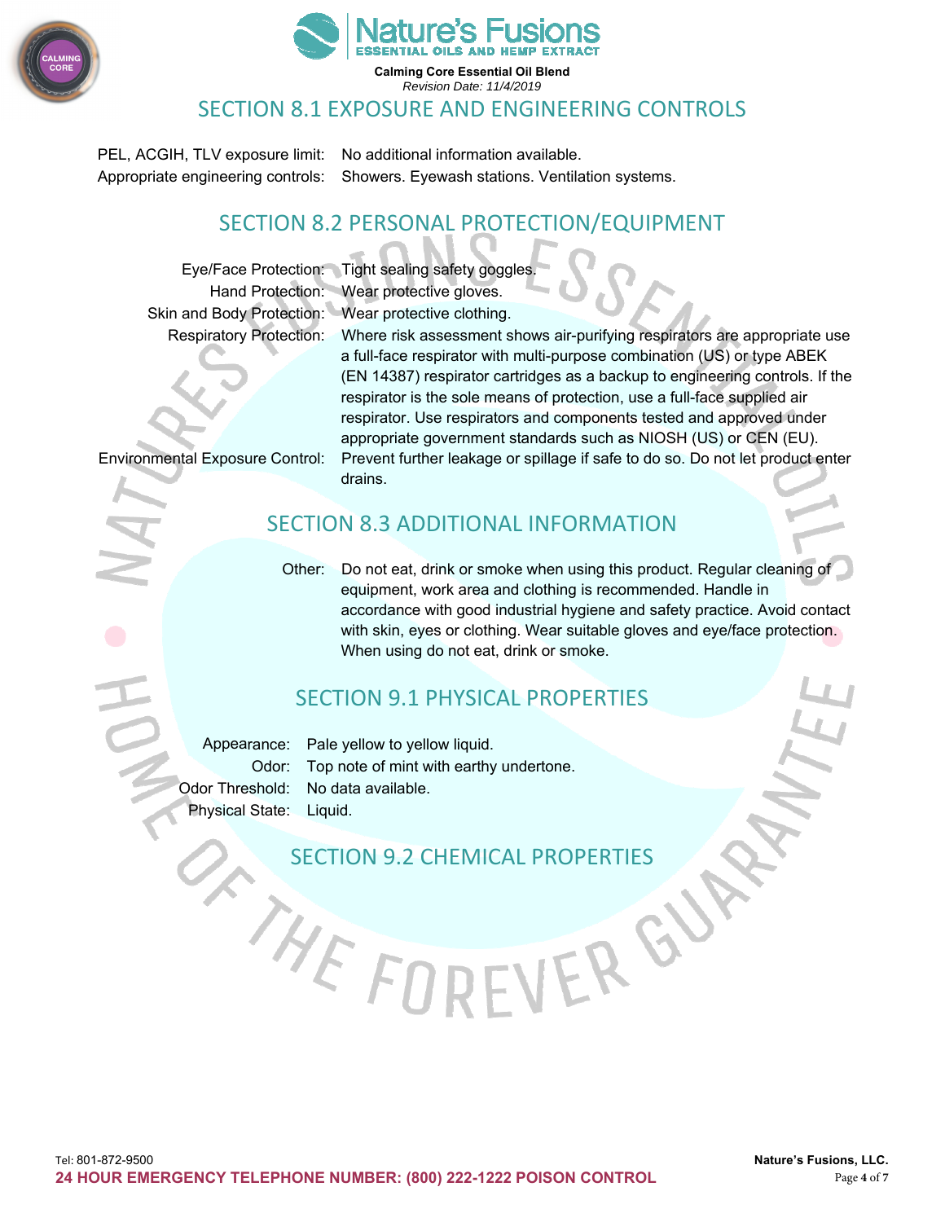## SECTION 8.1 EXPOSURE AND ENGINEERING CONTROLS

| | |
|---|---|
| PEL, ACGIH, TLV exposure limit: | No additional information available. |
| Appropriate engineering controls: | Showers. Eyewash stations. Ventilation systems. |

## SECTION 8.2 PERSONAL PROTECTION/EQUIPMENT

| | |
|---|---|
| Eye/Face Protection: | Tight sealing safety goggles. |
| Hand Protection: | Wear protective gloves. |
| Skin and Body Protection: | Wear protective clothing. |
| Respiratory Protection: | Where risk assessment shows air-purifying respirators are appropriate use a full-face respirator with multi-purpose combination (US) or type ABEK (EN 14387) respirator cartridges as a backup to engineering controls. If the respirator is the sole means of protection, use a full-face supplied air respirator. Use respirators and components tested and approved under appropriate government standards such as NIOSH (US) or CEN (EU). |
| Environmental Exposure Control: | Prevent further leakage or spillage if safe to do so. Do not let product enter drains. |

## SECTION 8.3 ADDITIONAL INFORMATION

Other: Do not eat, drink or smoke when using this product. Regular cleaning of equipment, work area and clothing is recommended. Handle in accordance with good industrial hygiene and safety practice. Avoid contact with skin, eyes or clothing. Wear suitable gloves and eye/face protection. When using do not eat, drink or smoke.

## SECTION 9.1 PHYSICAL PROPERTIES

| | |
|---|---|
| Appearance: | Pale yellow to yellow liquid. |
| Odor: | Top note of mint with earthy undertone. |
| Odor Threshold: | No data available. |
| Physical State: | Liquid. |

## SECTION 9.2 CHEMICAL PROPERTIES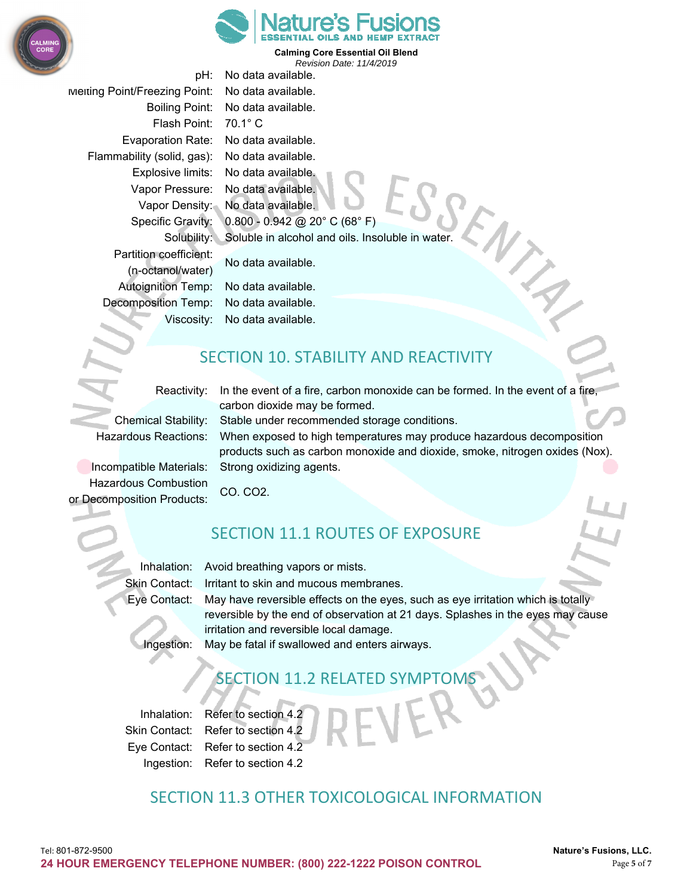| | |
|---|---|
| pH: | No data available. |
| Melting Point/Freezing Point: | No data available. |
| Boiling Point: | No data available. |
| Flash Point: | 70.1° C |
| Evaporation Rate: | No data available. |
| Flammability (solid, gas): | No data available. |
| Explosive limits: | No data available. |
| Vapor Pressure: | No data available. |
| Vapor Density: | No data available. |
| Specific Gravity: | 0.800 - 0.942 @ 20° C (68° F) |
| Solubility: | Soluble in alcohol and oils. Insoluble in water. |
| Partition coefficient: (n-octanol/water) | No data available. |
| Autoignition Temp: | No data available. |
| Decomposition Temp: | No data available. |
| Viscosity: | No data available. |

## SECTION 10. STABILITY AND REACTIVITY

| | |
|---|---|
| Reactivity: | In the event of a fire, carbon monoxide can be formed. In the event of a fire, carbon dioxide may be formed. |
| Chemical Stability: | Stable under recommended storage conditions. |
| Hazardous Reactions: | When exposed to high temperatures may produce hazardous decomposition products such as carbon monoxide and dioxide, smoke, nitrogen oxides (Nox). |
| Incompatible Materials: | Strong oxidizing agents. |
| Hazardous Combustion or Decomposition Products: | CO. $CO_2$. |

## SECTION 11.1 ROUTES OF EXPOSURE

| | |
|---|---|
| Inhalation: | Avoid breathing vapors or mists. |
| Skin Contact: | Irritant to skin and mucous membranes. |
| Eye Contact: | May have reversible effects on the eyes, such as eye irritation which is totally reversible by the end of observation at 21 days. Splashes in the eyes may cause irritation and reversible local damage. |
| Ingestion: | May be fatal if swallowed and enters airways. |

## SECTION 11.2 RELATED SYMPTOMS

| | |
|---|---|
| Inhalation: | Refer to section 4.2 |
| Skin Contact: | Refer to section 4.2 |
| Eye Contact: | Refer to section 4.2 |
| Ingestion: | Refer to section 4.2 |

## SECTION 11.3 OTHER TOXICOLOGICAL INFORMATION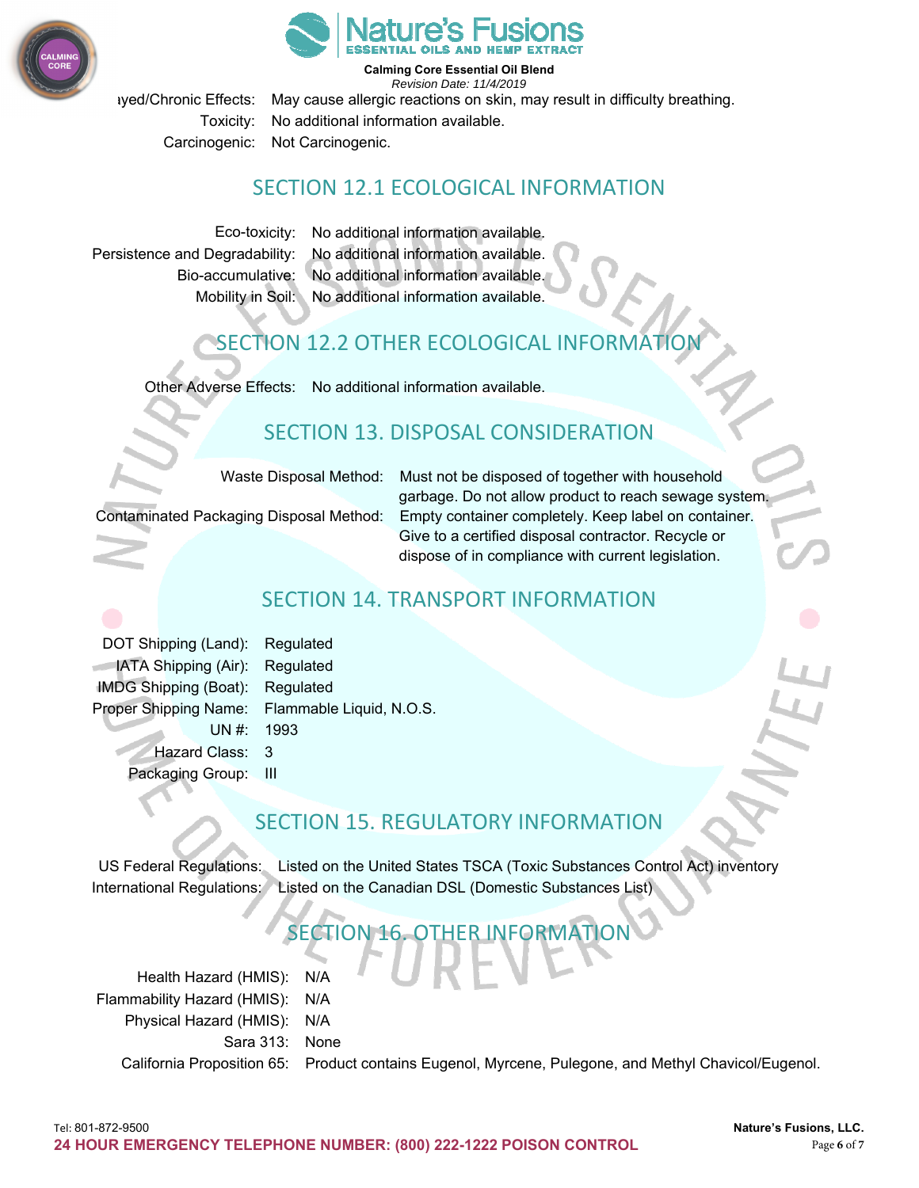| | |
|---|---|
| Delayed/Chronic Effects: | May cause allergic reactions on skin, may result in difficulty breathing. |
| Toxicity: | No additional information available. |
| Carcinogenic: | Not Carcinogenic. |

## SECTION 12.1 ECOLOGICAL INFORMATION

| | |
|---|---|
| Eco-toxicity: | No additional information available. |
| Persistence and Degradability: | No additional information available. |
| Bio-accumulative: | No additional information available. |
| Mobility in Soil: | No additional information available. |

## SECTION 12.2 OTHER ECOLOGICAL INFORMATION

| | |
|---|---|
| Other Adverse Effects: | No additional information available. |

## SECTION 13. DISPOSAL CONSIDERATION

| | |
|---|---|
| Waste Disposal Method: | Must not be disposed of together with household garbage. Do not allow product to reach sewage system. |
| Contaminated Packaging Disposal Method: | Empty container completely. Keep label on container. Give to a certified disposal contractor. Recycle or dispose of in compliance with current legislation. |

## SECTION 14. TRANSPORT INFORMATION

| | |
|---|---|
| DOT Shipping (Land): | Regulated |
| IATA Shipping (Air): | Regulated |
| IMDG Shipping (Boat): | Regulated |
| Proper Shipping Name: | Flammable Liquid, N.O.S. |
| UN #: | 1993 |
| Hazard Class: | 3 |
| Packaging Group: | III |

## SECTION 15. REGULATORY INFORMATION

| | |
|---|---|
| US Federal Regulations: | Listed on the United States TSCA (Toxic Substances Control Act) inventory |
| International Regulations: | Listed on the Canadian DSL (Domestic Substances List) |

## SECTION 16. OTHER INFORMATION

| | |
|---|---|
| Health Hazard (HMIS): | N/A |
| Flammability Hazard (HMIS): | N/A |
| Physical Hazard (HMIS): | N/A |
| Sara 313: | None |
| California Proposition 65: | Product contains Eugenol, Myrcene, Pulegone, and Methyl Chavicol/Eugenol. |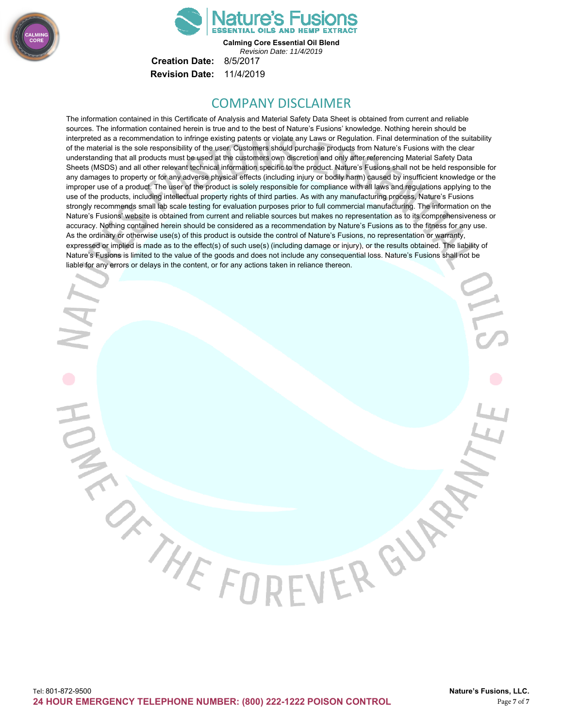**Creation Date:** 8/5/2017

**Revision Date:** 11/4/2019

## COMPANY DISCLAIMER

The information contained in this Certificate of Analysis and Material Safety Data Sheet is obtained from current and reliable sources. The information contained herein is true and to the best of Nature's Fusions' knowledge. Nothing herein should be interpreted as a recommendation to infringe existing patents or violate any Laws or Regulation. Final determination of the suitability of the material is the sole responsibility of the user. Customers should purchase products from Nature's Fusions with the clear understanding that all products must be used at the customers own discretion and only after referencing Material Safety Data Sheets (MSDS) and all other relevant technical information specific to the product. Nature's Fusions shall not be held responsible for any damages to property or for any adverse physical effects (including injury or bodily harm) caused by insufficient knowledge or the improper use of a product. The user of the product is solely responsible for compliance with all laws and regulations applying to the use of the products, including intellectual property rights of third parties. As with any manufacturing process, Nature's Fusions strongly recommends small lab scale testing for evaluation purposes prior to full commercial manufacturing. The information on the Nature's Fusions' website is obtained from current and reliable sources but makes no representation as to its comprehensiveness or accuracy. Nothing contained herein should be considered as a recommendation by Nature's Fusions as to the fitness for any use. As the ordinary or otherwise use(s) of this product is outside the control of Nature's Fusions, no representation or warranty, expressed or implied is made as to the effect(s) of such use(s) (including damage or injury), or the results obtained. The liability of Nature's Fusions is limited to the value of the goods and does not include any consequential loss. Nature's Fusions shall not be liable for any errors or delays in the content, or for any actions taken in reliance thereon.